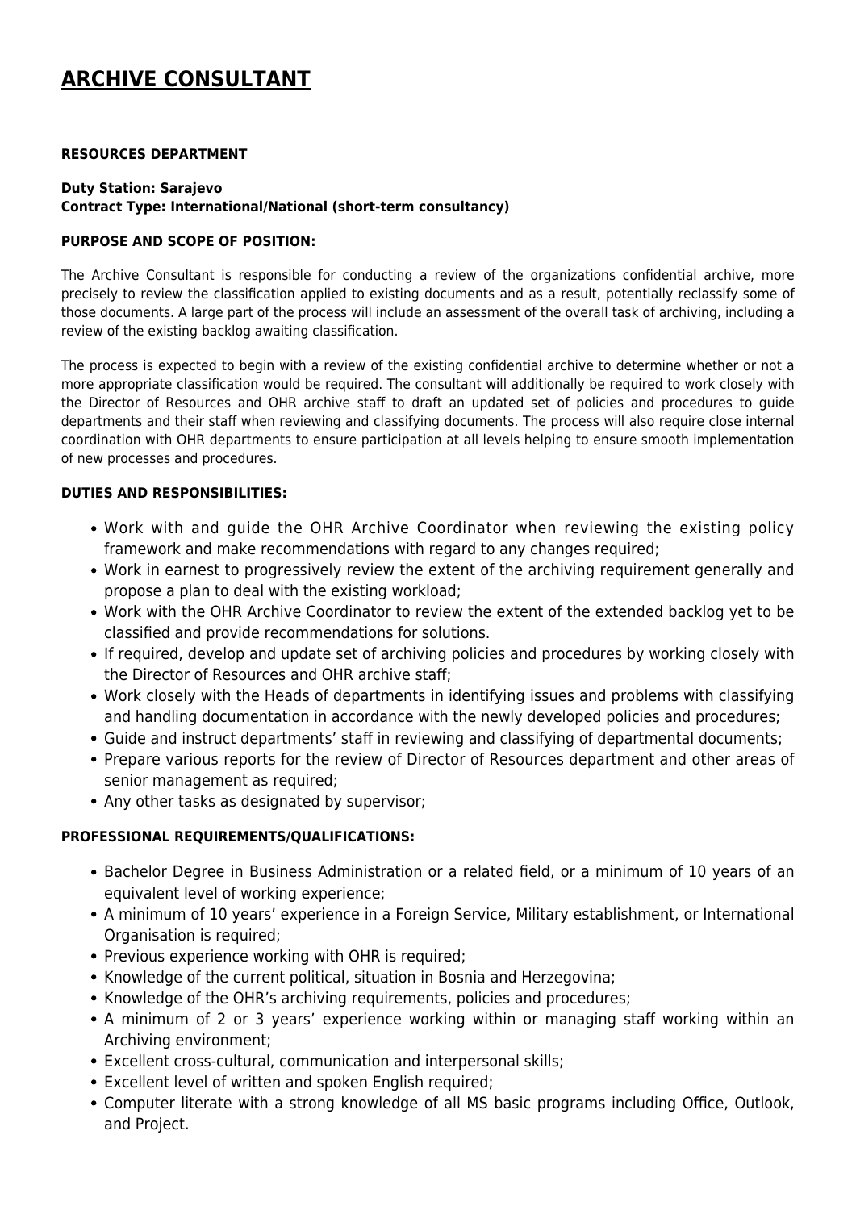# ARCHIVE CONSULTANT

**RESOURCES DEPARTMENT**

**Duty Station: Sarajevo**
**Contract Type: International/National (short-term consultancy)**

**PURPOSE AND SCOPE OF POSITION:**

The Archive Consultant is responsible for conducting a review of the organizations confidential archive, more precisely to review the classification applied to existing documents and as a result, potentially reclassify some of those documents. A large part of the process will include an assessment of the overall task of archiving, including a review of the existing backlog awaiting classification.

The process is expected to begin with a review of the existing confidential archive to determine whether or not a more appropriate classification would be required. The consultant will additionally be required to work closely with the Director of Resources and OHR archive staff to draft an updated set of policies and procedures to guide departments and their staff when reviewing and classifying documents. The process will also require close internal coordination with OHR departments to ensure participation at all levels helping to ensure smooth implementation of new processes and procedures.

**DUTIES AND RESPONSIBILITIES:**

- Work with and guide the OHR Archive Coordinator when reviewing the existing policy framework and make recommendations with regard to any changes required;
- Work in earnest to progressively review the extent of the archiving requirement generally and propose a plan to deal with the existing workload;
- Work with the OHR Archive Coordinator to review the extent of the extended backlog yet to be classified and provide recommendations for solutions.
- If required, develop and update set of archiving policies and procedures by working closely with the Director of Resources and OHR archive staff;
- Work closely with the Heads of departments in identifying issues and problems with classifying and handling documentation in accordance with the newly developed policies and procedures;
- Guide and instruct departments' staff in reviewing and classifying of departmental documents;
- Prepare various reports for the review of Director of Resources department and other areas of senior management as required;
- Any other tasks as designated by supervisor;

**PROFESSIONAL REQUIREMENTS/QUALIFICATIONS:**

- Bachelor Degree in Business Administration or a related field, or a minimum of 10 years of an equivalent level of working experience;
- A minimum of 10 years' experience in a Foreign Service, Military establishment, or International Organisation is required;
- Previous experience working with OHR is required;
- Knowledge of the current political, situation in Bosnia and Herzegovina;
- Knowledge of the OHR's archiving requirements, policies and procedures;
- A minimum of 2 or 3 years' experience working within or managing staff working within an Archiving environment;
- Excellent cross-cultural, communication and interpersonal skills;
- Excellent level of written and spoken English required;
- Computer literate with a strong knowledge of all MS basic programs including Office, Outlook, and Project.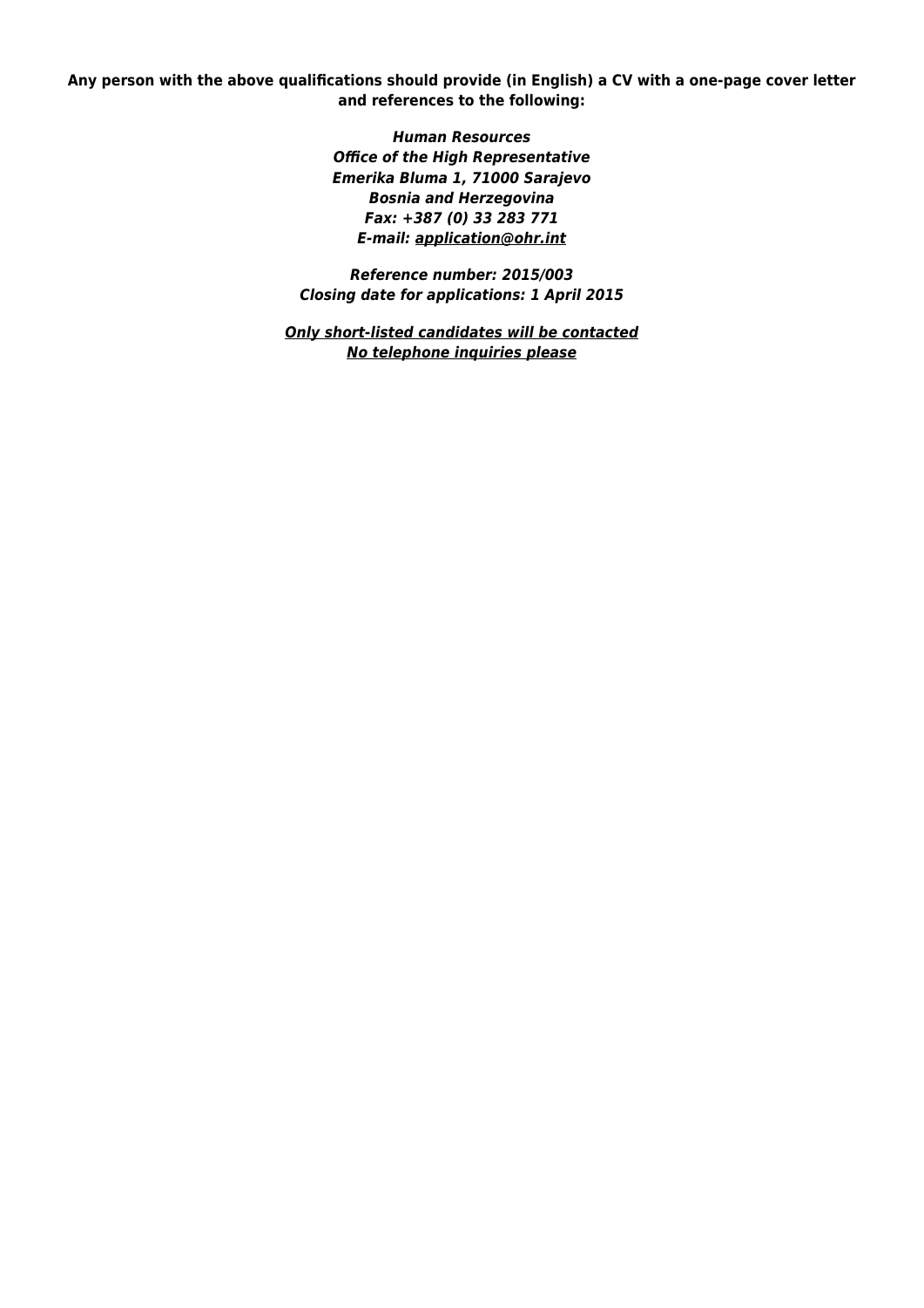**Any person with the above qualifications should provide (in English) a CV with a one-page cover letter and references to the following:**

***Human Resources***
***Office of the High Representative***
***Emerika Bluma 1, 71000 Sarajevo***
***Bosnia and Herzegovina***
***Fax: +387 (0) 33 283 771***
***E-mail: application@ohr.int***

***Reference number: 2015/003***
***Closing date for applications: 1 April 2015***

***Only short-listed candidates will be contacted***
***No telephone inquiries please***